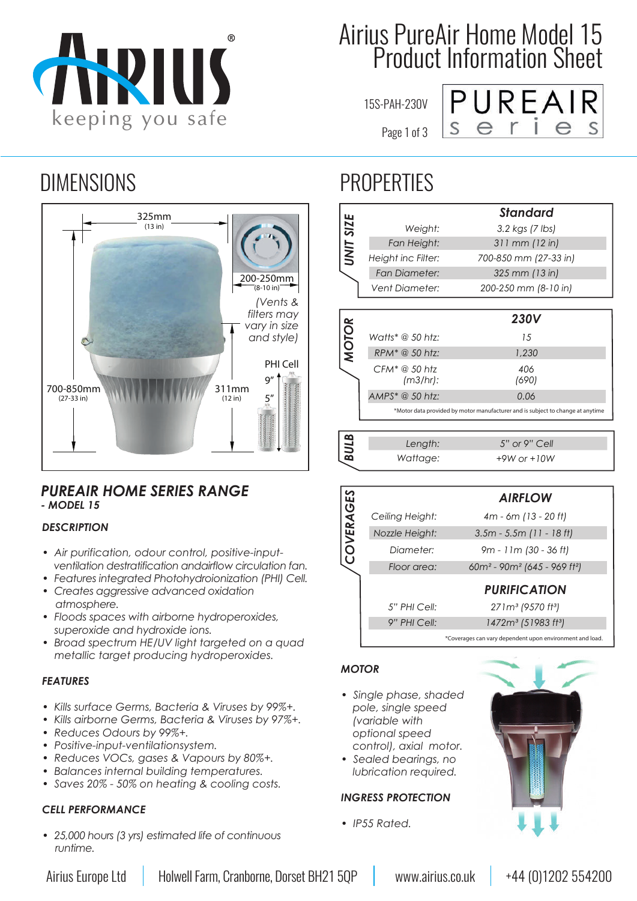# Airius PureAir Home Model 15 Product Information Sheet

15S-PAH-230V

## DIMENSIONS

325mm (13 in)

200-250mm (8-10 in)

(Vents & filters may vary in size and style)

PHI Cell

9"

5"

700-850mm (27-33 in)

311mm (12 in)

## PROPERTIES

**UNIT SIZE**

| | Standard |
|---|---|
| Weight: | 3.2 kgs (7 lbs) |
| Fan Height: | 311 mm (12 in) |
| Height inc Filter: | 700-850 mm (27-33 in) |
| Fan Diameter: | 325 mm (13 in) |
| Vent Diameter: | 200-250 mm (8-10 in) |

**MOTOR**

| | 230V |
|---|---|
| Watts* @ 50 htz: | 15 |
| RPM* @ 50 htz: | 1,230 |
| CFM* @ 50 htz (m3/hr): | 406 (690) |
| AMPS* @ 50 htz: | 0.06 |

*Motor data provided by motor manufacturer and is subject to change at anytime

**BULB**

| | |
|---|---|
| Length: | 5" or 9" Cell |
| Wattage: | +9W or +10W |

**COVERAGES**

| | AIRFLOW |
|---|---|
| Ceiling Height: | 4m - 6m (13 - 20 ft) |
| Nozzle Height: | 3.5m - 5.5m (11 - 18 ft) |
| Diameter: | 9m - 11m (30 - 36 ft) |
| Floor area: | 60m² - 90m² (645 - 969 ft²) |
| | **PURIFICATION** |
| 5" PHI Cell: | 271m³ (9570 ft³) |
| 9" PHI Cell: | 1472m³ (51983 ft³) |

*Coverages can vary dependent upon environment and load.

## PUREAIR HOME SERIES RANGE
### - MODEL 15

### DESCRIPTION

- Air purification, odour control, positive-input-ventilation destratification andairflow circulation fan.
- Features integrated Photohydroionization (PHI) Cell.
- Creates aggressive advanced oxidation atmosphere.
- Floods spaces with airborne hydroperoxides, superoxide and hydroxide ions.
- Broad spectrum HE/UV light targeted on a quad metallic target producing hydroperoxides.

### FEATURES

- Kills surface Germs, Bacteria & Viruses by 99%+.
- Kills airborne Germs, Bacteria & Viruses by 97%+.
- Reduces Odours by 99%+.
- Positive-input-ventilationsystem.
- Reduces VOCs, gases & Vapours by 80%+.
- Balances internal building temperatures.
- Saves 20% - 50% on heating & cooling costs.

### CELL PERFORMANCE

- 25,000 hours (3 yrs) estimated life of continuous runtime.

### MOTOR

- Single phase, shaded pole, single speed (variable with optional speed control), axial motor.
- Sealed bearings, no lubrication required.

### INGRESS PROTECTION

- IP55 Rated.

Airius Europe Ltd | Holwell Farm, Cranborne, Dorset BH21 5QP | www.airius.co.uk | +44 (0)1202 554200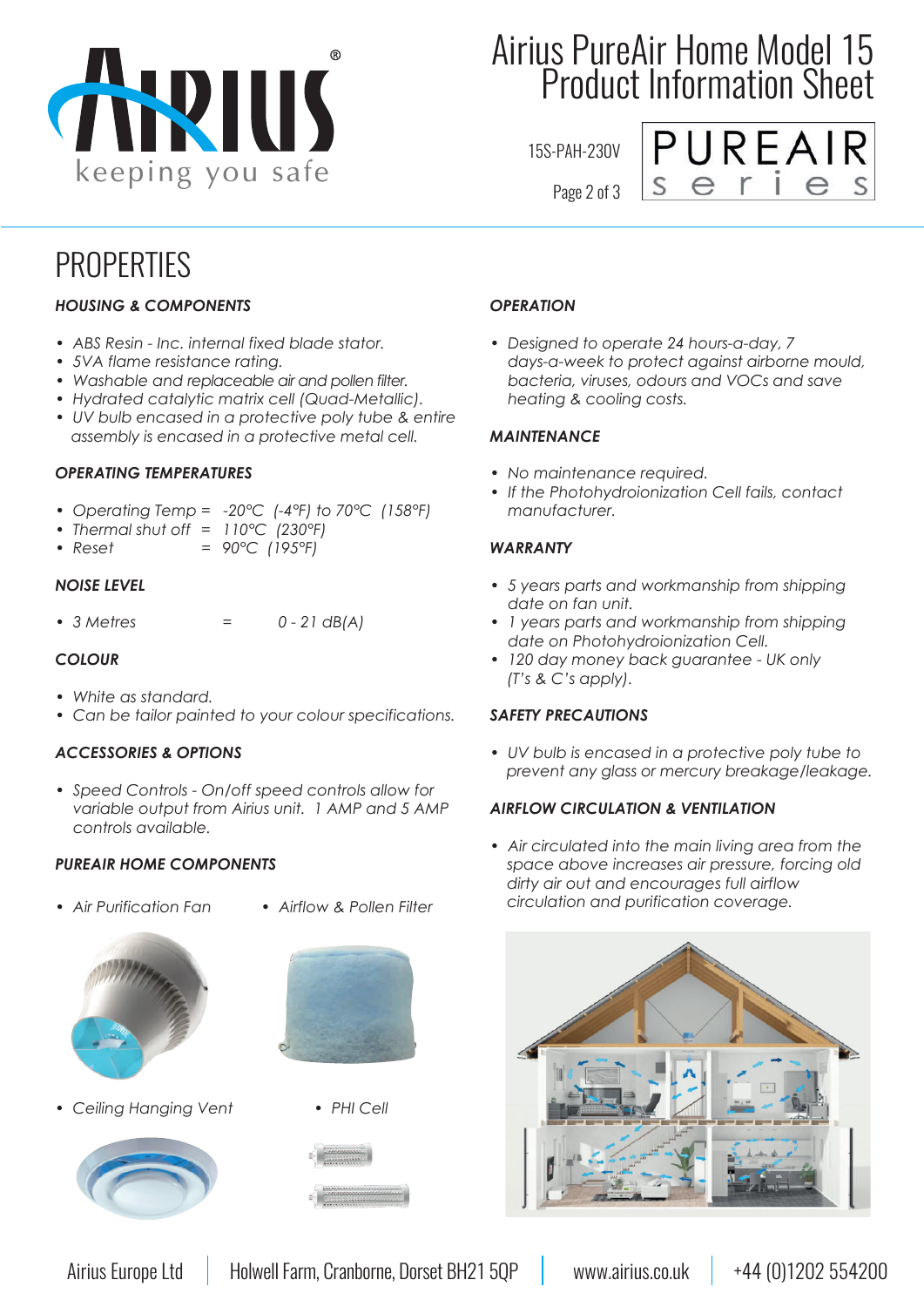# Airius PureAir Home Model 15 Product Information Sheet

15S-PAH-230V

## PROPERTIES

### *HOUSING & COMPONENTS*

- *ABS Resin - Inc. internal fixed blade stator.*
- *5VA flame resistance rating.*
- *Washable and replaceable air and pollen filter.*
- *Hydrated catalytic matrix cell (Quad-Metallic).*
- *UV bulb encased in a protective poly tube & entire assembly is encased in a protective metal cell.*

### *OPERATING TEMPERATURES*

- *Operating Temp = -20°C (-4°F) to 70°C (158°F)*
- *Thermal shut off = 110°C (230°F)*
- *Reset = 90°C (195°F)*

### *NOISE LEVEL*

- *3 Metres = 0 - 21 dB(A)*

### *COLOUR*

- *White as standard.*
- *Can be tailor painted to your colour specifications.*

### *ACCESSORIES & OPTIONS*

- *Speed Controls - On/off speed controls allow for variable output from Airius unit. 1 AMP and 5 AMP controls available.*

### *PUREAIR HOME COMPONENTS*

- *Air Purification Fan*
- *Airflow & Pollen Filter*
- *Ceiling Hanging Vent*
- *PHI Cell*

### *OPERATION*

- *Designed to operate 24 hours-a-day, 7 days-a-week to protect against airborne mould, bacteria, viruses, odours and VOCs and save heating & cooling costs.*

### *MAINTENANCE*

- *No maintenance required.*
- *If the Photohydroionization Cell fails, contact manufacturer.*

### *WARRANTY*

- *5 years parts and workmanship from shipping date on fan unit.*
- *1 years parts and workmanship from shipping date on Photohydroionization Cell.*
- *120 day money back guarantee - UK only (T's & C's apply).*

### *SAFETY PRECAUTIONS*

- *UV bulb is encased in a protective poly tube to prevent any glass or mercury breakage/leakage.*

### *AIRFLOW CIRCULATION & VENTILATION*

- *Air circulated into the main living area from the space above increases air pressure, forcing old dirty air out and encourages full airflow circulation and purification coverage.*

Airius Europe Ltd | Holwell Farm, Cranborne, Dorset BH21 5QP | www.airius.co.uk | +44 (0)1202 554200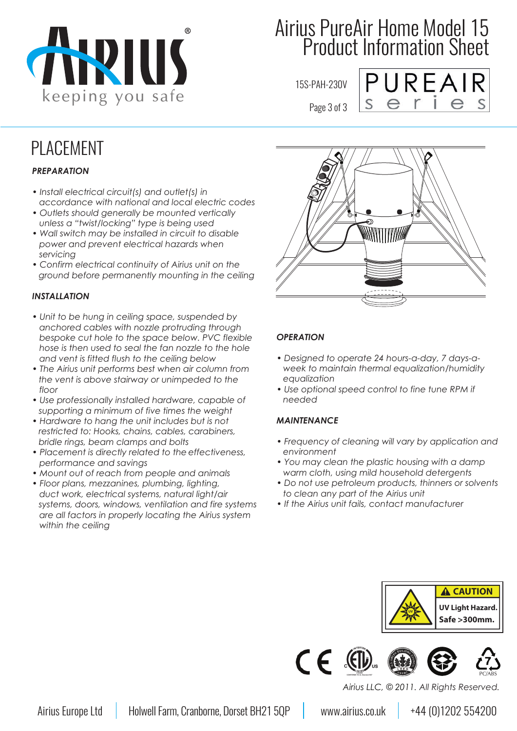# Airius PureAir Home Model 15 Product Information Sheet

15S-PAH-230V

## PLACEMENT

### *PREPARATION*

- *Install electrical circuit(s) and outlet(s) in accordance with national and local electric codes*
- *Outlets should generally be mounted vertically unless a “twist/locking” type is being used*
- *Wall switch may be installed in circuit to disable power and prevent electrical hazards when servicing*
- *Confirm electrical continuity of Airius unit on the ground before permanently mounting in the ceiling*

### *INSTALLATION*

- *Unit to be hung in ceiling space, suspended by anchored cables with nozzle protruding through bespoke cut hole to the space below. PVC flexible hose is then used to seal the fan nozzle to the hole and vent is fitted flush to the ceiling below*
- *The Airius unit performs best when air column from the vent is above stairway or unimpeded to the floor*
- *Use professionally installed hardware, capable of supporting a minimum of five times the weight*
- *Hardware to hang the unit includes but is not restricted to: Hooks, chains, cables, carabiners, bridle rings, beam clamps and bolts*
- *Placement is directly related to the effectiveness, performance and savings*
- *Mount out of reach from people and animals*
- *Floor plans, mezzanines, plumbing, lighting, duct work, electrical systems, natural light/air systems, doors, windows, ventilation and fire systems are all factors in properly locating the Airius system within the ceiling*

### *OPERATION*

- *Designed to operate 24 hours-a-day, 7 days-a-week to maintain thermal equalization/humidity equalization*
- *Use optional speed control to fine tune RPM if needed*

### *MAINTENANCE*

- *Frequency of cleaning will vary by application and environment*
- *You may clean the plastic housing with a damp warm cloth, using mild household detergents*
- *Do not use petroleum products, thinners or solvents to clean any part of the Airius unit*
- *If the Airius unit fails, contact manufacturer*

**CAUTION**

**UV Light Hazard. Safe >300mm.**

PC/ABS

*Airius LLC, © 2011. All Rights Reserved.*

Airius Europe Ltd | Holwell Farm, Cranborne, Dorset BH21 5QP | www.airius.co.uk | +44 (0)1202 554200